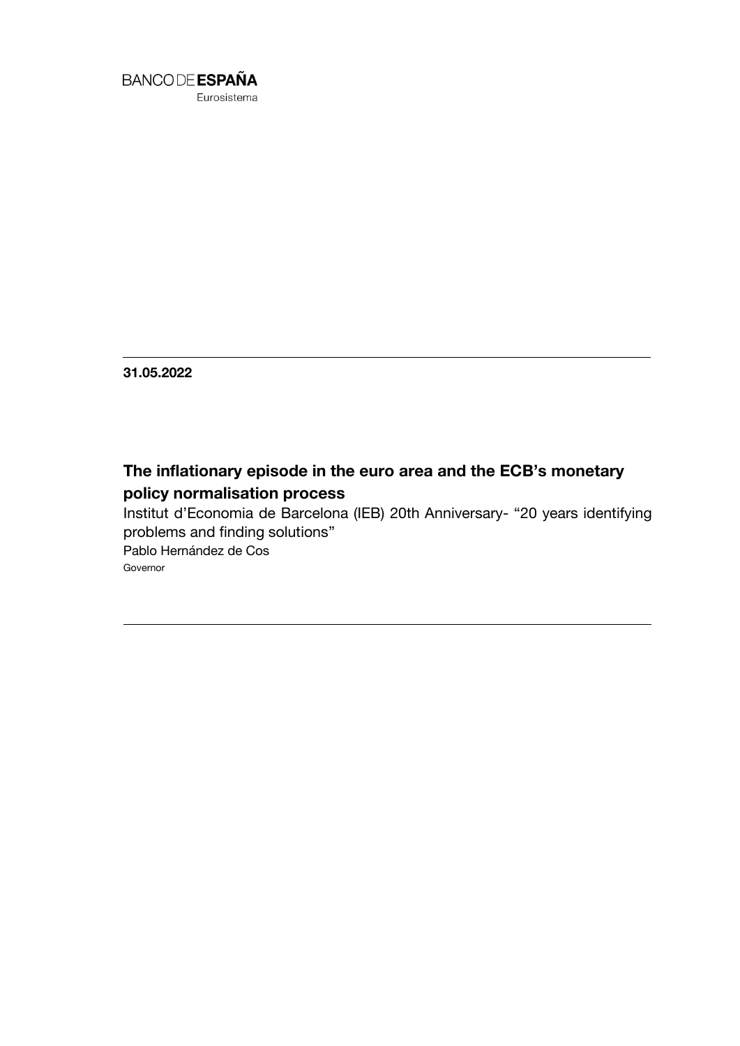BANCO DE **ESPAÑA**
Eurosistema

**31.05.2022**

# The inflationary episode in the euro area and the ECB's monetary policy normalisation process

Institut d'Economia de Barcelona (IEB) 20th Anniversary- "20 years identifying problems and finding solutions"

Pablo Hernández de Cos

Governor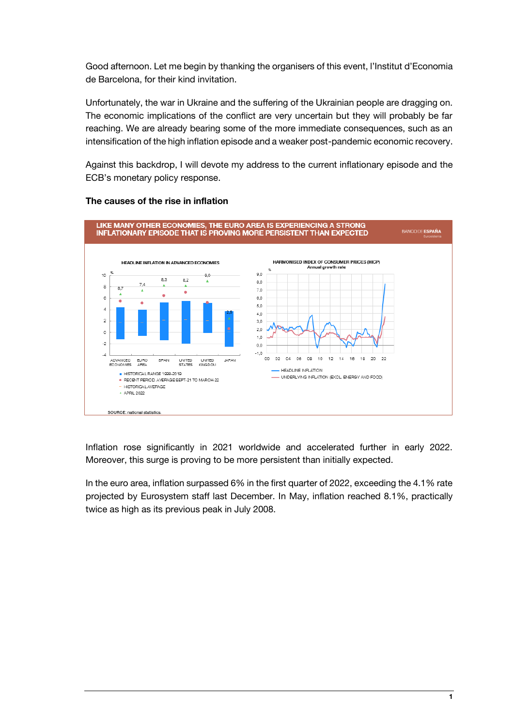Good afternoon. Let me begin by thanking the organisers of this event, l'Institut d'Economia de Barcelona, for their kind invitation.

Unfortunately, the war in Ukraine and the suffering of the Ukrainian people are dragging on. The economic implications of the conflict are very uncertain but they will probably be far reaching. We are already bearing some of the more immediate consequences, such as an intensification of the high inflation episode and a weaker post-pandemic economic recovery.

Against this backdrop, I will devote my address to the current inflationary episode and the ECB's monetary policy response.

**The causes of the rise in inflation**

LIKE MANY OTHER ECONOMIES, THE EURO AREA IS EXPERIENCING A STRONG INFLATIONARY EPISODE THAT IS PROVING MORE PERSISTENT THAN EXPECTED

SOURCE: national statistics.

Inflation rose significantly in 2021 worldwide and accelerated further in early 2022. Moreover, this surge is proving to be more persistent than initially expected.

In the euro area, inflation surpassed 6% in the first quarter of 2022, exceeding the 4.1% rate projected by Eurosystem staff last December. In May, inflation reached 8.1%, practically twice as high as its previous peak in July 2008.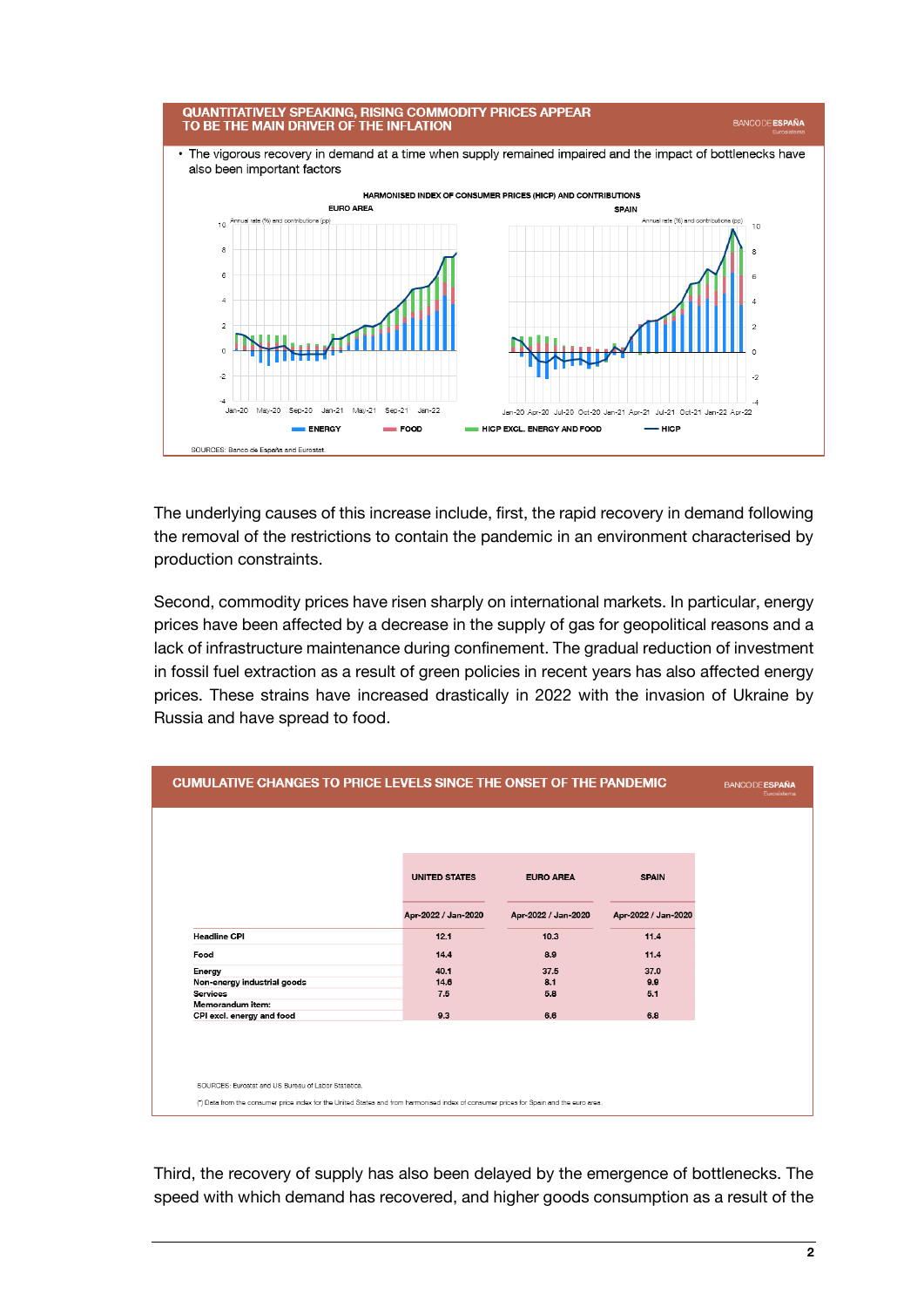## QUANTITATIVELY SPEAKING, RISING COMMODITY PRICES APPEAR TO BE THE MAIN DRIVER OF THE INFLATION

- The vigorous recovery in demand at a time when supply remained impaired and the impact of bottlenecks have also been important factors

HARMONISED INDEX OF CONSUMER PRICES (HICP) AND CONTRIBUTIONS

SOURCES: Banco de España and Eurostat.

The underlying causes of this increase include, first, the rapid recovery in demand following the removal of the restrictions to contain the pandemic in an environment characterised by production constraints.

Second, commodity prices have risen sharply on international markets. In particular, energy prices have been affected by a decrease in the supply of gas for geopolitical reasons and a lack of infrastructure maintenance during confinement. The gradual reduction of investment in fossil fuel extraction as a result of green policies in recent years has also affected energy prices. These strains have increased drastically in 2022 with the invasion of Ukraine by Russia and have spread to food.

## CUMULATIVE CHANGES TO PRICE LEVELS SINCE THE ONSET OF THE PANDEMIC

| | UNITED STATES | EURO AREA | SPAIN |
|---|---|---|---|
| | Apr-2022 / Jan-2020 | Apr-2022 / Jan-2020 | Apr-2022 / Jan-2020 |
| Headline CPI | 12.1 | 10.3 | 11.4 |
| Food | 14.4 | 8.9 | 11.4 |
| Energy | 40.1 | 37.5 | 37.0 |
| Non-energy industrial goods | 14.6 | 8.1 | 9.9 |
| Services | 7.5 | 5.8 | 5.1 |
| Memorandum item: | | | |
| CPI excl. energy and food | 9.3 | 6.6 | 6.8 |

SOURCES: Eurostat and US Bureau of Labor Statistics.

(*) Data from the consumer price index for the United States and from harmonised index of consumer prices for Spain and the euro area.

Third, the recovery of supply has also been delayed by the emergence of bottlenecks. The speed with which demand has recovered, and higher goods consumption as a result of the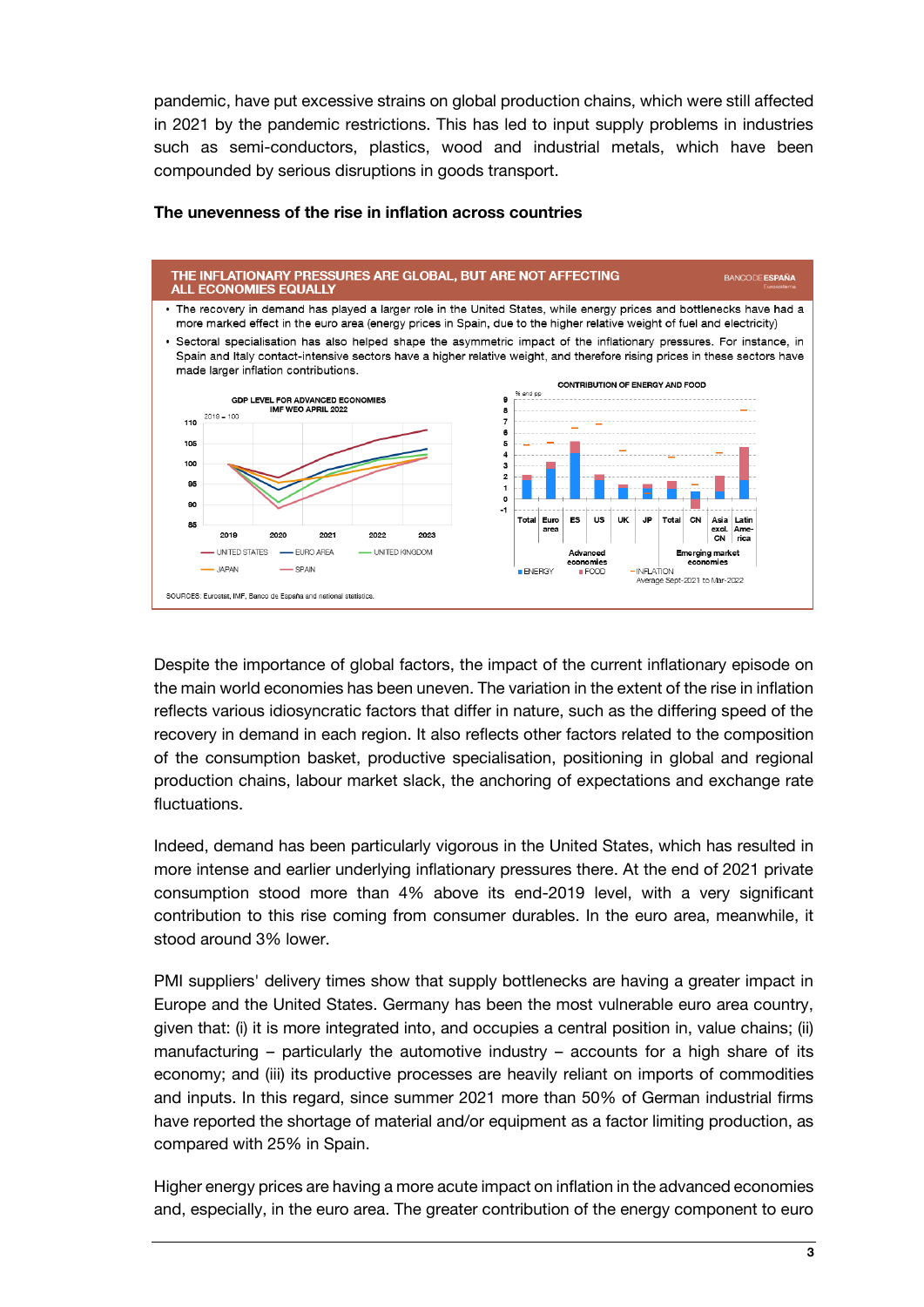pandemic, have put excessive strains on global production chains, which were still affected in 2021 by the pandemic restrictions. This has led to input supply problems in industries such as semi-conductors, plastics, wood and industrial metals, which have been compounded by serious disruptions in goods transport.

### The unevenness of the rise in inflation across countries

**THE INFLATIONARY PRESSURES ARE GLOBAL, BUT ARE NOT AFFECTING ALL ECONOMIES EQUALLY**

- The recovery in demand has played a larger role in the United States, while energy prices and bottlenecks have had a more marked effect in the euro area (energy prices in Spain, due to the higher relative weight of fuel and electricity)
- Sectoral specialisation has also helped shape the asymmetric impact of the inflationary pressures. For instance, in Spain and Italy contact-intensive sectors have a higher relative weight, and therefore rising prices in these sectors have made larger inflation contributions.

SOURCES: Eurostat, IMF, Banco de España and national statistics.

Despite the importance of global factors, the impact of the current inflationary episode on the main world economies has been uneven. The variation in the extent of the rise in inflation reflects various idiosyncratic factors that differ in nature, such as the differing speed of the recovery in demand in each region. It also reflects other factors related to the composition of the consumption basket, productive specialisation, positioning in global and regional production chains, labour market slack, the anchoring of expectations and exchange rate fluctuations.

Indeed, demand has been particularly vigorous in the United States, which has resulted in more intense and earlier underlying inflationary pressures there. At the end of 2021 private consumption stood more than 4% above its end-2019 level, with a very significant contribution to this rise coming from consumer durables. In the euro area, meanwhile, it stood around 3% lower.

PMI suppliers' delivery times show that supply bottlenecks are having a greater impact in Europe and the United States. Germany has been the most vulnerable euro area country, given that: (i) it is more integrated into, and occupies a central position in, value chains; (ii) manufacturing – particularly the automotive industry – accounts for a high share of its economy; and (iii) its productive processes are heavily reliant on imports of commodities and inputs. In this regard, since summer 2021 more than 50% of German industrial firms have reported the shortage of material and/or equipment as a factor limiting production, as compared with 25% in Spain.

Higher energy prices are having a more acute impact on inflation in the advanced economies and, especially, in the euro area. The greater contribution of the energy component to euro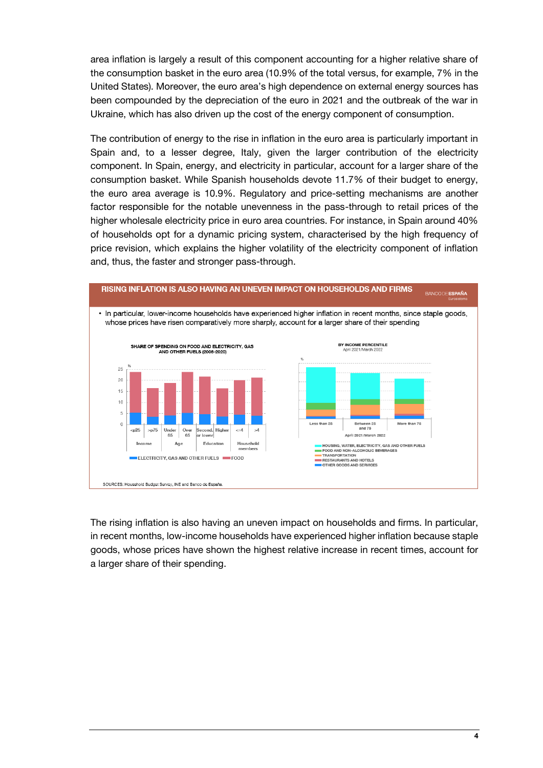area inflation is largely a result of this component accounting for a higher relative share of the consumption basket in the euro area (10.9% of the total versus, for example, 7% in the United States). Moreover, the euro area's high dependence on external energy sources has been compounded by the depreciation of the euro in 2021 and the outbreak of the war in Ukraine, which has also driven up the cost of the energy component of consumption.

The contribution of energy to the rise in inflation in the euro area is particularly important in Spain and, to a lesser degree, Italy, given the larger contribution of the electricity component. In Spain, energy, and electricity in particular, account for a larger share of the consumption basket. While Spanish households devote 11.7% of their budget to energy, the euro area average is 10.9%. Regulatory and price-setting mechanisms are another factor responsible for the notable unevenness in the pass-through to retail prices of the higher wholesale electricity price in euro area countries. For instance, in Spain around 40% of households opt for a dynamic pricing system, characterised by the high frequency of price revision, which explains the higher volatility of the electricity component of inflation and, thus, the faster and stronger pass-through.

**RISING INFLATION IS ALSO HAVING AN UNEVEN IMPACT ON HOUSEHOLDS AND FIRMS**

- In particular, lower-income households have experienced higher inflation in recent months, since staple goods, whose prices have risen comparatively more sharply, account for a larger share of their spending

SHARE OF SPENDING ON FOOD AND ELECTRICITY, GAS AND OTHER FUELS (2006-2020)

BY INCOME PERCENTILE
April 2021/March 2022

SOURCES: Household Budget Survey, INE and Banco de España.

The rising inflation is also having an uneven impact on households and firms. In particular, in recent months, low-income households have experienced higher inflation because staple goods, whose prices have shown the highest relative increase in recent times, account for a larger share of their spending.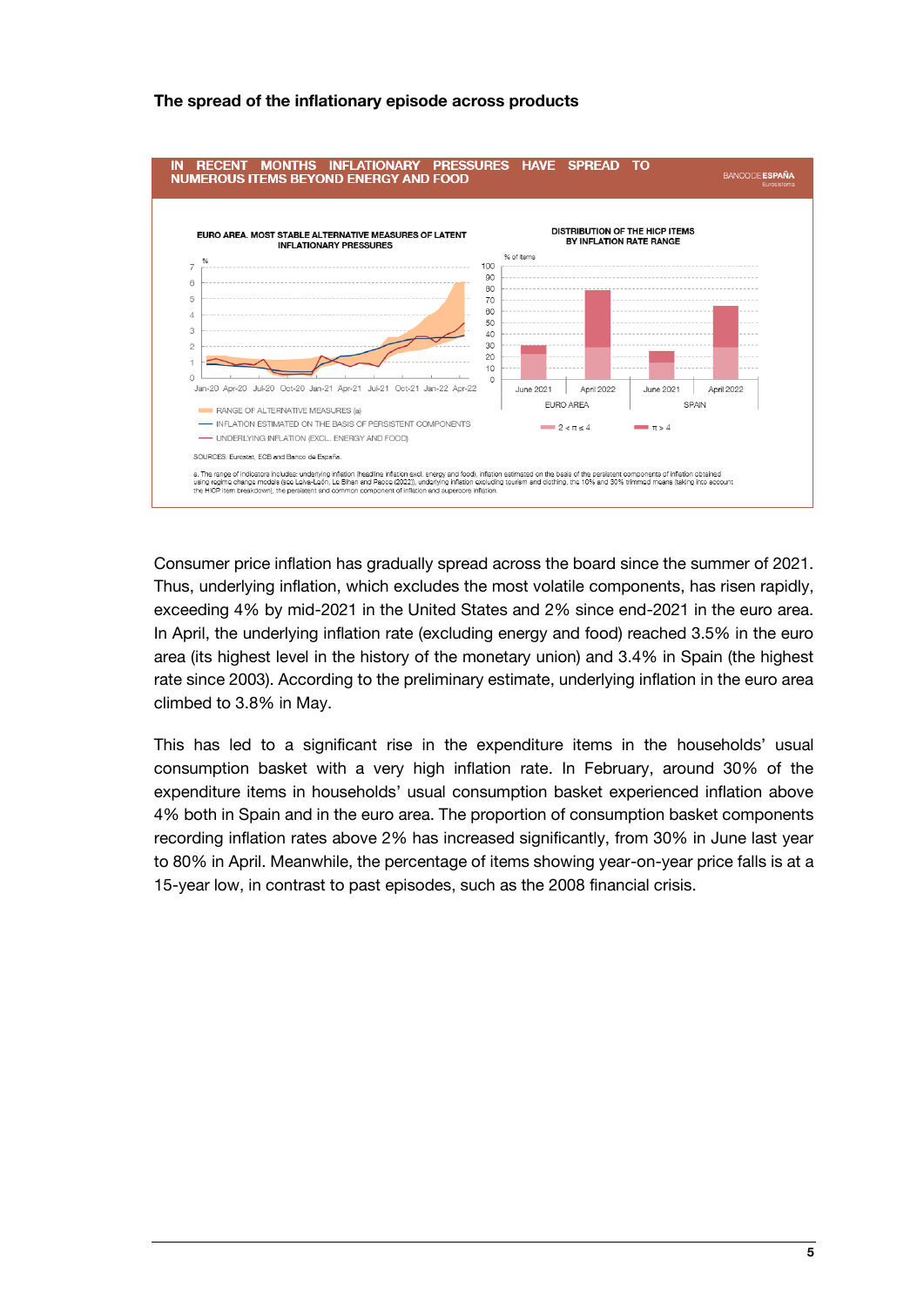**The spread of the inflationary episode across products**

IN RECENT MONTHS INFLATIONARY PRESSURES HAVE SPREAD TO NUMEROUS ITEMS BEYOND ENERGY AND FOOD

EURO AREA. MOST STABLE ALTERNATIVE MEASURES OF LATENT INFLATIONARY PRESSURES

DISTRIBUTION OF THE HICP ITEMS BY INFLATION RATE RANGE

- RANGE OF ALTERNATIVE MEASURES (a)
- INFLATION ESTIMATED ON THE BASIS OF PERSISTENT COMPONENTS
- UNDERLYING INFLATION (EXCL. ENERGY AND FOOD)

SOURCES: Eurostat, ECB and Banco de España.

a. The range of indicators includes: underlying inflation (headline inflation excl. energy and food), inflation estimated on the basis of the persistent components of inflation obtained using regime change models (see Leiva-León, Le Bihan and Pacce (2022)), underlying inflation excluding tourism and clothing, the 10% and 30% trimmed means (taking into account the HICP item breakdown), the persistent and common component of inflation and supercore inflation.

Consumer price inflation has gradually spread across the board since the summer of 2021. Thus, underlying inflation, which excludes the most volatile components, has risen rapidly, exceeding 4% by mid-2021 in the United States and 2% since end-2021 in the euro area. In April, the underlying inflation rate (excluding energy and food) reached 3.5% in the euro area (its highest level in the history of the monetary union) and 3.4% in Spain (the highest rate since 2003). According to the preliminary estimate, underlying inflation in the euro area climbed to 3.8% in May.

This has led to a significant rise in the expenditure items in the households' usual consumption basket with a very high inflation rate. In February, around 30% of the expenditure items in households' usual consumption basket experienced inflation above 4% both in Spain and in the euro area. The proportion of consumption basket components recording inflation rates above 2% has increased significantly, from 30% in June last year to 80% in April. Meanwhile, the percentage of items showing year-on-year price falls is at a 15-year low, in contrast to past episodes, such as the 2008 financial crisis.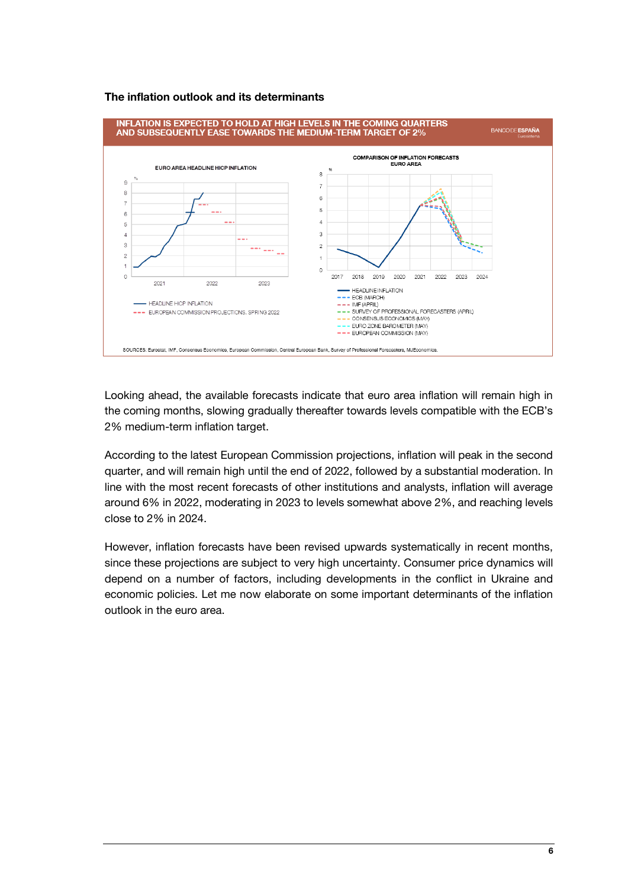### The inflation outlook and its determinants

**INFLATION IS EXPECTED TO HOLD AT HIGH LEVELS IN THE COMING QUARTERS AND SUBSEQUENTLY EASE TOWARDS THE MEDIUM-TERM TARGET OF 2%**

BANCO DE ESPAÑA Eurosistema

EURO AREA HEADLINE HICP INFLATION

%

HEADLINE HICP INFLATION
EUROPEAN COMMISSION PROJECTIONS. SPRING 2022

COMPARISON OF INFLATION FORECASTS
EURO AREA

%

HEADLINE INFLATION
ECB (MARCH)
IMF (APRIL)
SURVEY OF PROFESSIONAL FORECASTERS (APRIL)
CONSENSUS ECONOMICS (MAY)
EURO ZONE BAROMETER (MAY)
EUROPEAN COMMISSION (MAY)

SOURCES: Eurostat, IMF, Consensus Economics, European Commission, Central European Bank, Survey of Professional Forecasters, MJEconomics.

Looking ahead, the available forecasts indicate that euro area inflation will remain high in the coming months, slowing gradually thereafter towards levels compatible with the ECB's 2% medium-term inflation target.

According to the latest European Commission projections, inflation will peak in the second quarter, and will remain high until the end of 2022, followed by a substantial moderation. In line with the most recent forecasts of other institutions and analysts, inflation will average around 6% in 2022, moderating in 2023 to levels somewhat above 2%, and reaching levels close to 2% in 2024.

However, inflation forecasts have been revised upwards systematically in recent months, since these projections are subject to very high uncertainty. Consumer price dynamics will depend on a number of factors, including developments in the conflict in Ukraine and economic policies. Let me now elaborate on some important determinants of the inflation outlook in the euro area.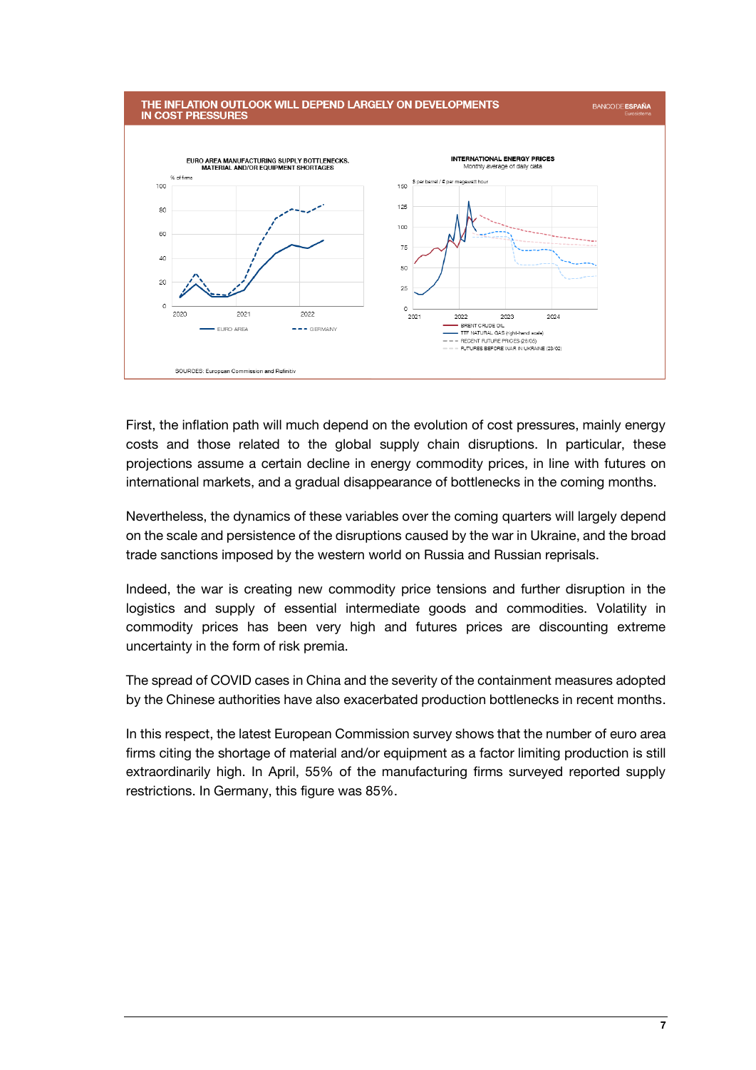## THE INFLATION OUTLOOK WILL DEPEND LARGELY ON DEVELOPMENTS IN COST PRESSURES

**EURO AREA MANUFACTURING SUPPLY BOTTLENECKS. MATERIAL AND/OR EQUIPMENT SHORTAGES**

% of firms

EURO AREA — GERMANY

**INTERNATIONAL ENERGY PRICES**

Monthly average of daily data

$ per barrel / € per megawatt hour

BRENT CRUDE OIL
TTF NATURAL GAS (right-hand scale)
RECENT FUTURE PRICES (26/05)
FUTURES BEFORE WAR IN UKRAINE (23/02)

SOURCES: European Commission and Refinitiv

First, the inflation path will much depend on the evolution of cost pressures, mainly energy costs and those related to the global supply chain disruptions. In particular, these projections assume a certain decline in energy commodity prices, in line with futures on international markets, and a gradual disappearance of bottlenecks in the coming months.

Nevertheless, the dynamics of these variables over the coming quarters will largely depend on the scale and persistence of the disruptions caused by the war in Ukraine, and the broad trade sanctions imposed by the western world on Russia and Russian reprisals.

Indeed, the war is creating new commodity price tensions and further disruption in the logistics and supply of essential intermediate goods and commodities. Volatility in commodity prices has been very high and futures prices are discounting extreme uncertainty in the form of risk premia.

The spread of COVID cases in China and the severity of the containment measures adopted by the Chinese authorities have also exacerbated production bottlenecks in recent months.

In this respect, the latest European Commission survey shows that the number of euro area firms citing the shortage of material and/or equipment as a factor limiting production is still extraordinarily high. In April, 55% of the manufacturing firms surveyed reported supply restrictions. In Germany, this figure was 85%.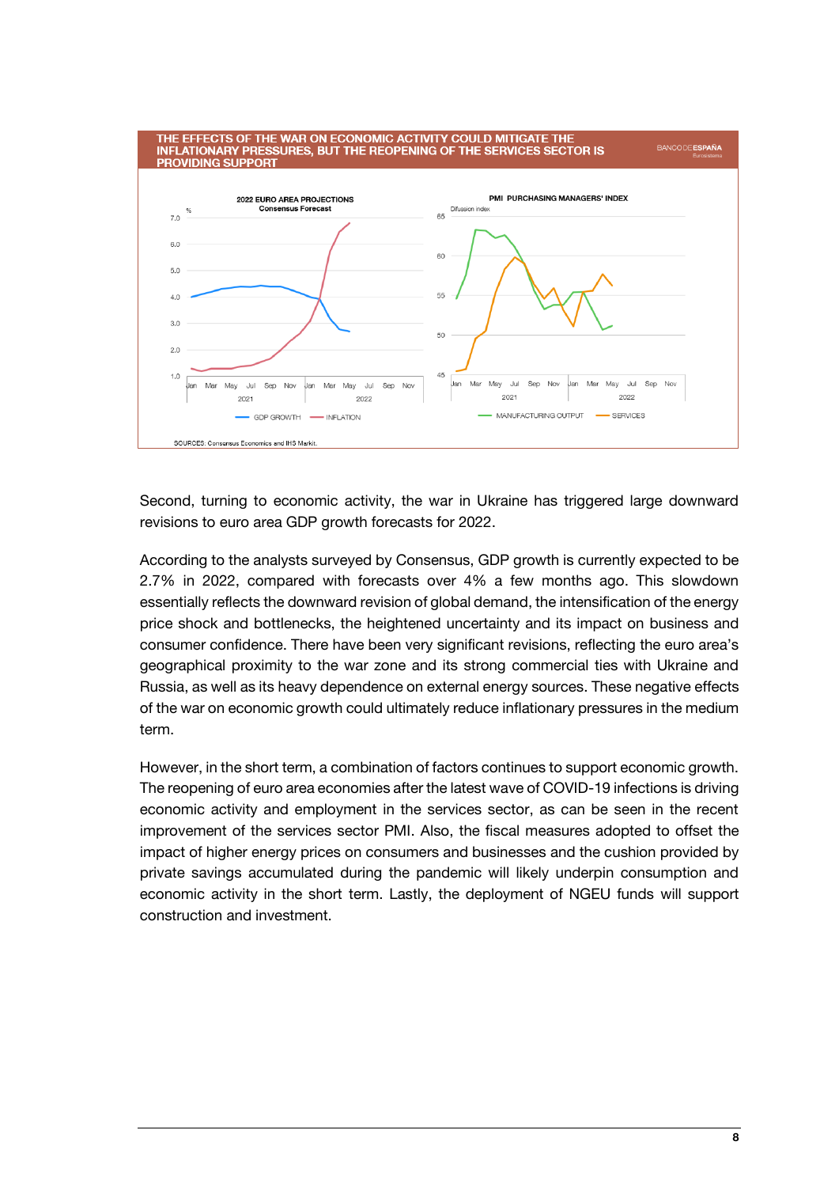**THE EFFECTS OF THE WAR ON ECONOMIC ACTIVITY COULD MITIGATE THE INFLATIONARY PRESSURES, BUT THE REOPENING OF THE SERVICES SECTOR IS PROVIDING SUPPORT**

SOURCES: Consensus Economics and IHS Markit.

Second, turning to economic activity, the war in Ukraine has triggered large downward revisions to euro area GDP growth forecasts for 2022.

According to the analysts surveyed by Consensus, GDP growth is currently expected to be 2.7% in 2022, compared with forecasts over 4% a few months ago. This slowdown essentially reflects the downward revision of global demand, the intensification of the energy price shock and bottlenecks, the heightened uncertainty and its impact on business and consumer confidence. There have been very significant revisions, reflecting the euro area's geographical proximity to the war zone and its strong commercial ties with Ukraine and Russia, as well as its heavy dependence on external energy sources. These negative effects of the war on economic growth could ultimately reduce inflationary pressures in the medium term.

However, in the short term, a combination of factors continues to support economic growth. The reopening of euro area economies after the latest wave of COVID-19 infections is driving economic activity and employment in the services sector, as can be seen in the recent improvement of the services sector PMI. Also, the fiscal measures adopted to offset the impact of higher energy prices on consumers and businesses and the cushion provided by private savings accumulated during the pandemic will likely underpin consumption and economic activity in the short term. Lastly, the deployment of NGEU funds will support construction and investment.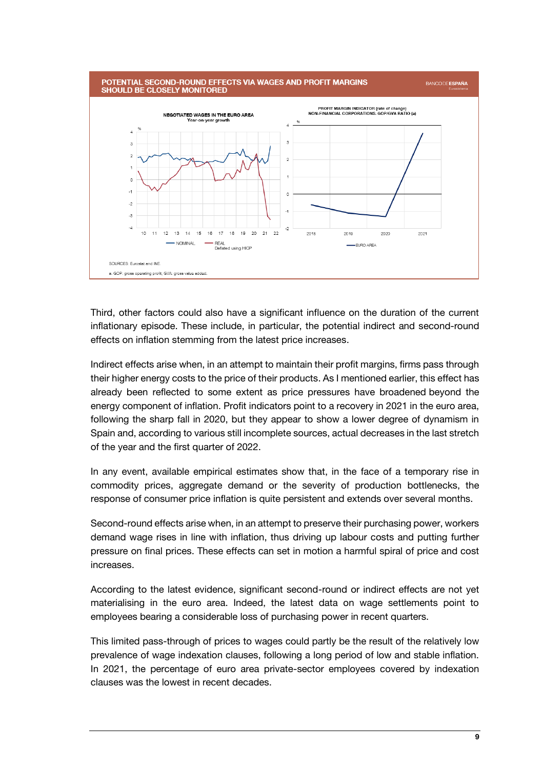**POTENTIAL SECOND-ROUND EFFECTS VIA WAGES AND PROFIT MARGINS SHOULD BE CLOSELY MONITORED**

NEGOTIATED WAGES IN THE EURO AREA
Year-on-year growth

PROFIT MARGIN INDICATOR (rate of change)
NON-FINANCIAL CORPORATIONS. GOP/GVA RATIO (a)

SOURCES: Eurostat and INE.

a. GOP: gross operating profit; GVA: gross value added.

Third, other factors could also have a significant influence on the duration of the current inflationary episode. These include, in particular, the potential indirect and second-round effects on inflation stemming from the latest price increases.

Indirect effects arise when, in an attempt to maintain their profit margins, firms pass through their higher energy costs to the price of their products. As I mentioned earlier, this effect has already been reflected to some extent as price pressures have broadened beyond the energy component of inflation. Profit indicators point to a recovery in 2021 in the euro area, following the sharp fall in 2020, but they appear to show a lower degree of dynamism in Spain and, according to various still incomplete sources, actual decreases in the last stretch of the year and the first quarter of 2022.

In any event, available empirical estimates show that, in the face of a temporary rise in commodity prices, aggregate demand or the severity of production bottlenecks, the response of consumer price inflation is quite persistent and extends over several months.

Second-round effects arise when, in an attempt to preserve their purchasing power, workers demand wage rises in line with inflation, thus driving up labour costs and putting further pressure on final prices. These effects can set in motion a harmful spiral of price and cost increases.

According to the latest evidence, significant second-round or indirect effects are not yet materialising in the euro area. Indeed, the latest data on wage settlements point to employees bearing a considerable loss of purchasing power in recent quarters.

This limited pass-through of prices to wages could partly be the result of the relatively low prevalence of wage indexation clauses, following a long period of low and stable inflation. In 2021, the percentage of euro area private-sector employees covered by indexation clauses was the lowest in recent decades.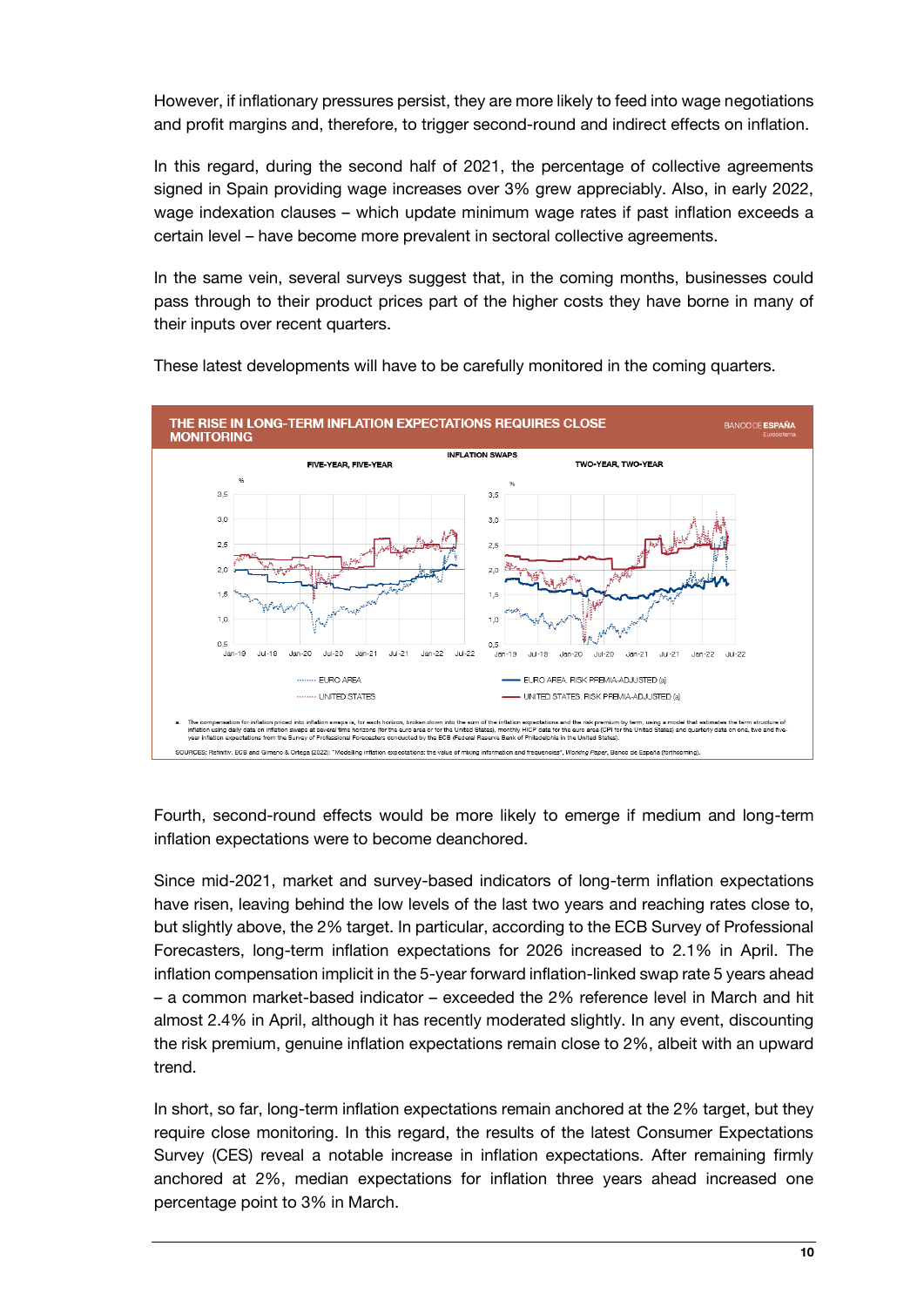However, if inflationary pressures persist, they are more likely to feed into wage negotiations and profit margins and, therefore, to trigger second-round and indirect effects on inflation.

In this regard, during the second half of 2021, the percentage of collective agreements signed in Spain providing wage increases over 3% grew appreciably. Also, in early 2022, wage indexation clauses – which update minimum wage rates if past inflation exceeds a certain level – have become more prevalent in sectoral collective agreements.

In the same vein, several surveys suggest that, in the coming months, businesses could pass through to their product prices part of the higher costs they have borne in many of their inputs over recent quarters.

These latest developments will have to be carefully monitored in the coming quarters.

**THE RISE IN LONG-TERM INFLATION EXPECTATIONS REQUIRES CLOSE MONITORING**

INFLATION SWAPS

FIVE-YEAR, FIVE-YEAR — TWO-YEAR, TWO-YEAR

EURO AREA — UNITED STATES — EURO AREA. RISK PREMIA-ADJUSTED (a) — UNITED STATES. RISK PREMIA-ADJUSTED (a)

a. The compensation for inflation priced into inflation swaps is, for each horizon, broken down into the sum of the inflation expectations and the risk premium by term, using a model that estimates the term structure of inflation using daily data on inflation swaps at several time horizons (for the euro area or for the United States), monthly HICP data for the euro area (CPI for the United States) and quarterly data on one, two and five-year inflation expectations from the Survey of Professional Forecasters conducted by the ECB (Federal Reserve Bank of Philadelphia in the United States).

SOURCES: Refinitiv, ECB and Gimeno & Ortega (2022): "Modelling inflation expectations: the value of mixing information and frequencies", *Working Paper*, Banco de España (forthcoming).

Fourth, second-round effects would be more likely to emerge if medium and long-term inflation expectations were to become deanchored.

Since mid-2021, market and survey-based indicators of long-term inflation expectations have risen, leaving behind the low levels of the last two years and reaching rates close to, but slightly above, the 2% target. In particular, according to the ECB Survey of Professional Forecasters, long-term inflation expectations for 2026 increased to 2.1% in April. The inflation compensation implicit in the 5-year forward inflation-linked swap rate 5 years ahead – a common market-based indicator – exceeded the 2% reference level in March and hit almost 2.4% in April, although it has recently moderated slightly. In any event, discounting the risk premium, genuine inflation expectations remain close to 2%, albeit with an upward trend.

In short, so far, long-term inflation expectations remain anchored at the 2% target, but they require close monitoring. In this regard, the results of the latest Consumer Expectations Survey (CES) reveal a notable increase in inflation expectations. After remaining firmly anchored at 2%, median expectations for inflation three years ahead increased one percentage point to 3% in March.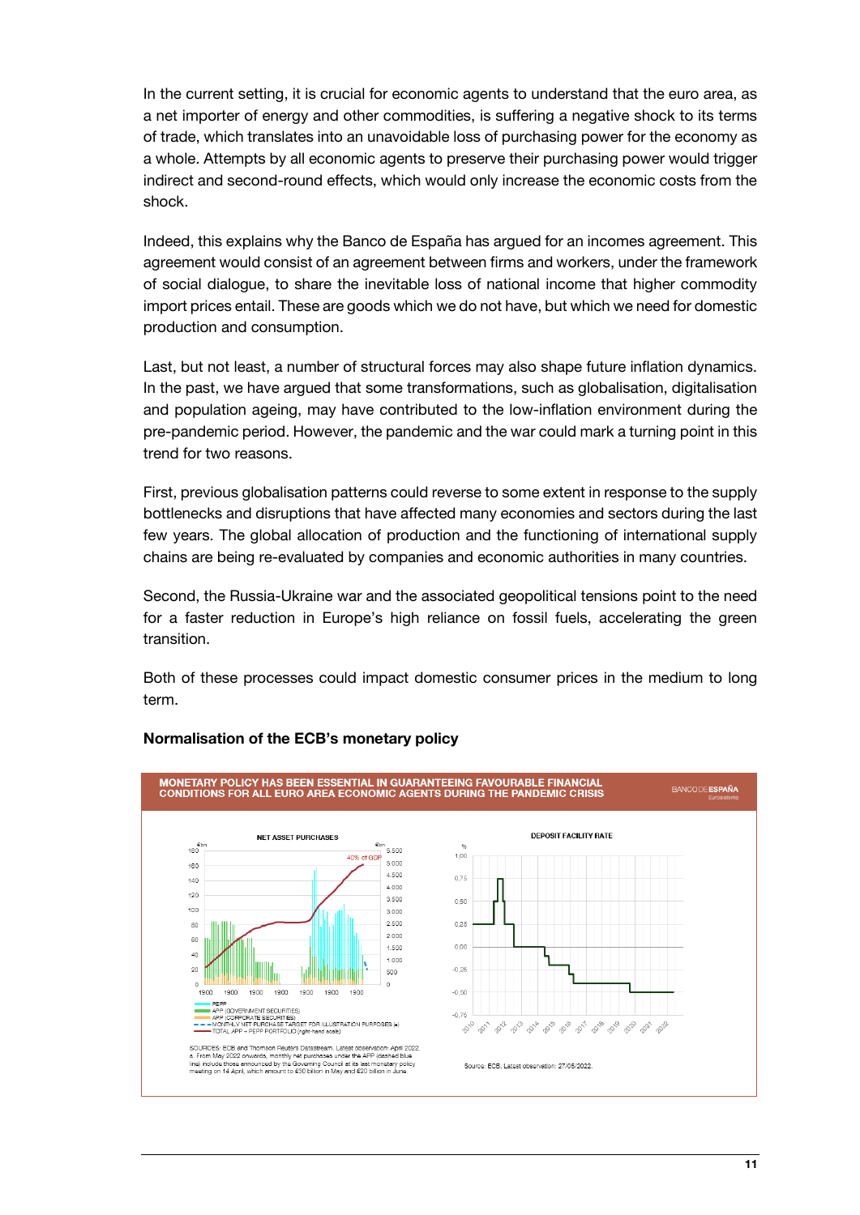In the current setting, it is crucial for economic agents to understand that the euro area, as a net importer of energy and other commodities, is suffering a negative shock to its terms of trade, which translates into an unavoidable loss of purchasing power for the economy as a whole. Attempts by all economic agents to preserve their purchasing power would trigger indirect and second-round effects, which would only increase the economic costs from the shock.

Indeed, this explains why the Banco de España has argued for an incomes agreement. This agreement would consist of an agreement between firms and workers, under the framework of social dialogue, to share the inevitable loss of national income that higher commodity import prices entail. These are goods which we do not have, but which we need for domestic production and consumption.

Last, but not least, a number of structural forces may also shape future inflation dynamics. In the past, we have argued that some transformations, such as globalisation, digitalisation and population ageing, may have contributed to the low-inflation environment during the pre-pandemic period. However, the pandemic and the war could mark a turning point in this trend for two reasons.

First, previous globalisation patterns could reverse to some extent in response to the supply bottlenecks and disruptions that have affected many economies and sectors during the last few years. The global allocation of production and the functioning of international supply chains are being re-evaluated by companies and economic authorities in many countries.

Second, the Russia-Ukraine war and the associated geopolitical tensions point to the need for a faster reduction in Europe's high reliance on fossil fuels, accelerating the green transition.

Both of these processes could impact domestic consumer prices in the medium to long term.

### Normalisation of the ECB's monetary policy

**MONETARY POLICY HAS BEEN ESSENTIAL IN GUARANTEEING FAVOURABLE FINANCIAL CONDITIONS FOR ALL EURO AREA ECONOMIC AGENTS DURING THE PANDEMIC CRISIS**

NET ASSET PURCHASES

- PEPP
- APP (GOVERNMENT SECURITIES)
- APP (CORPORATE SECURITIES)
- MONTHLY NET PURCHASE TARGET FOR ILLUSTRATION PURPOSES (a)
- TOTAL APP + PEPP PORTFOLIO (right-hand scale)

SOURCES: ECB and Thomson Reuters Datastream. Latest observation: April 2022.
a. From May 2022 onwards, monthly net purchases under the APP (dashed blue line) include those announced by the Governing Council at its last monetary policy meeting on 14 April, which amount to €30 billion in May and €20 billion in June.

DEPOSIT FACILITY RATE

Source: ECB. Latest observation: 27/05/2022.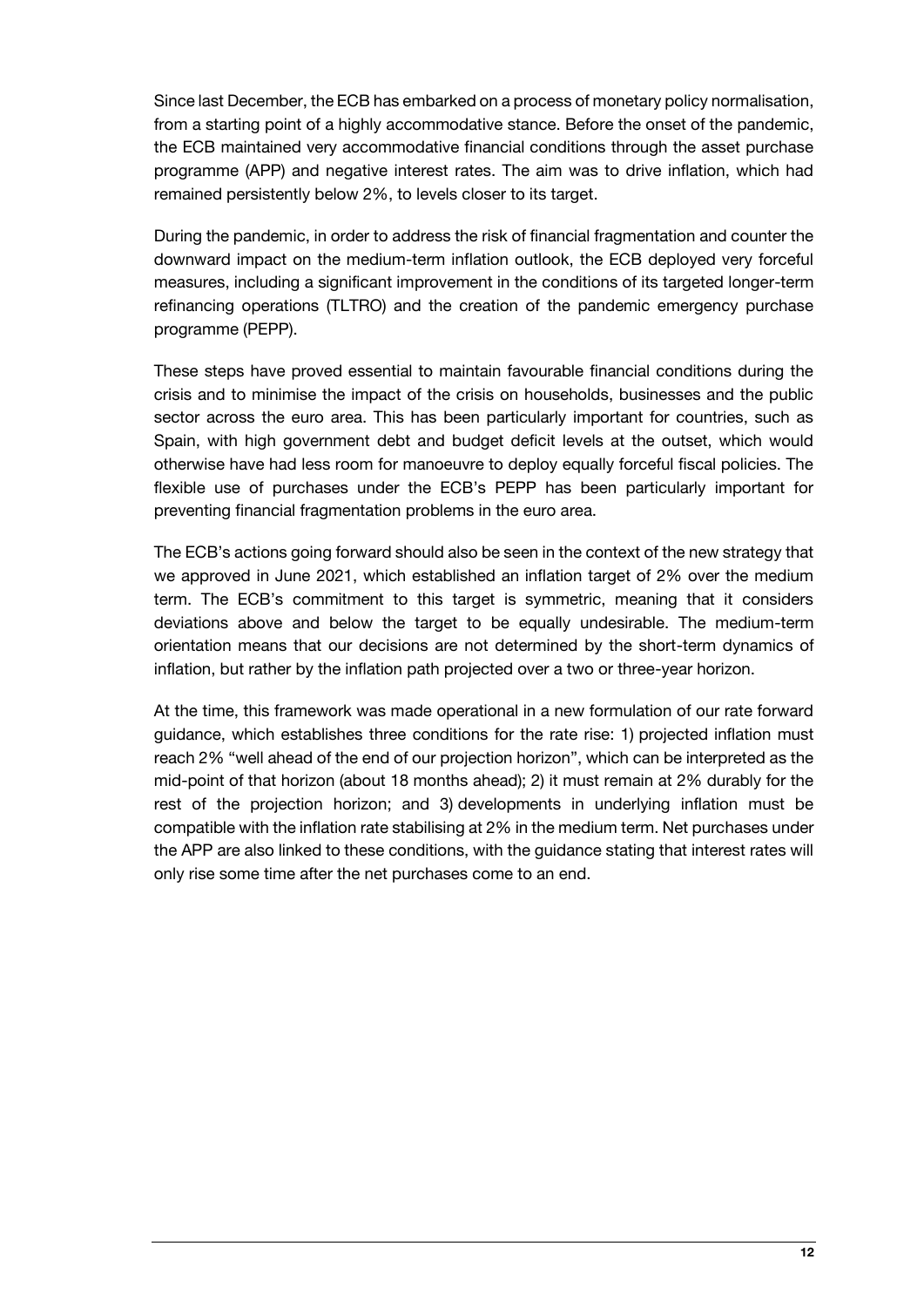Since last December, the ECB has embarked on a process of monetary policy normalisation, from a starting point of a highly accommodative stance. Before the onset of the pandemic, the ECB maintained very accommodative financial conditions through the asset purchase programme (APP) and negative interest rates. The aim was to drive inflation, which had remained persistently below 2%, to levels closer to its target.

During the pandemic, in order to address the risk of financial fragmentation and counter the downward impact on the medium-term inflation outlook, the ECB deployed very forceful measures, including a significant improvement in the conditions of its targeted longer-term refinancing operations (TLTRO) and the creation of the pandemic emergency purchase programme (PEPP).

These steps have proved essential to maintain favourable financial conditions during the crisis and to minimise the impact of the crisis on households, businesses and the public sector across the euro area. This has been particularly important for countries, such as Spain, with high government debt and budget deficit levels at the outset, which would otherwise have had less room for manoeuvre to deploy equally forceful fiscal policies. The flexible use of purchases under the ECB's PEPP has been particularly important for preventing financial fragmentation problems in the euro area.

The ECB's actions going forward should also be seen in the context of the new strategy that we approved in June 2021, which established an inflation target of 2% over the medium term. The ECB's commitment to this target is symmetric, meaning that it considers deviations above and below the target to be equally undesirable. The medium-term orientation means that our decisions are not determined by the short-term dynamics of inflation, but rather by the inflation path projected over a two or three-year horizon.

At the time, this framework was made operational in a new formulation of our rate forward guidance, which establishes three conditions for the rate rise: 1) projected inflation must reach 2% "well ahead of the end of our projection horizon", which can be interpreted as the mid-point of that horizon (about 18 months ahead); 2) it must remain at 2% durably for the rest of the projection horizon; and 3) developments in underlying inflation must be compatible with the inflation rate stabilising at 2% in the medium term. Net purchases under the APP are also linked to these conditions, with the guidance stating that interest rates will only rise some time after the net purchases come to an end.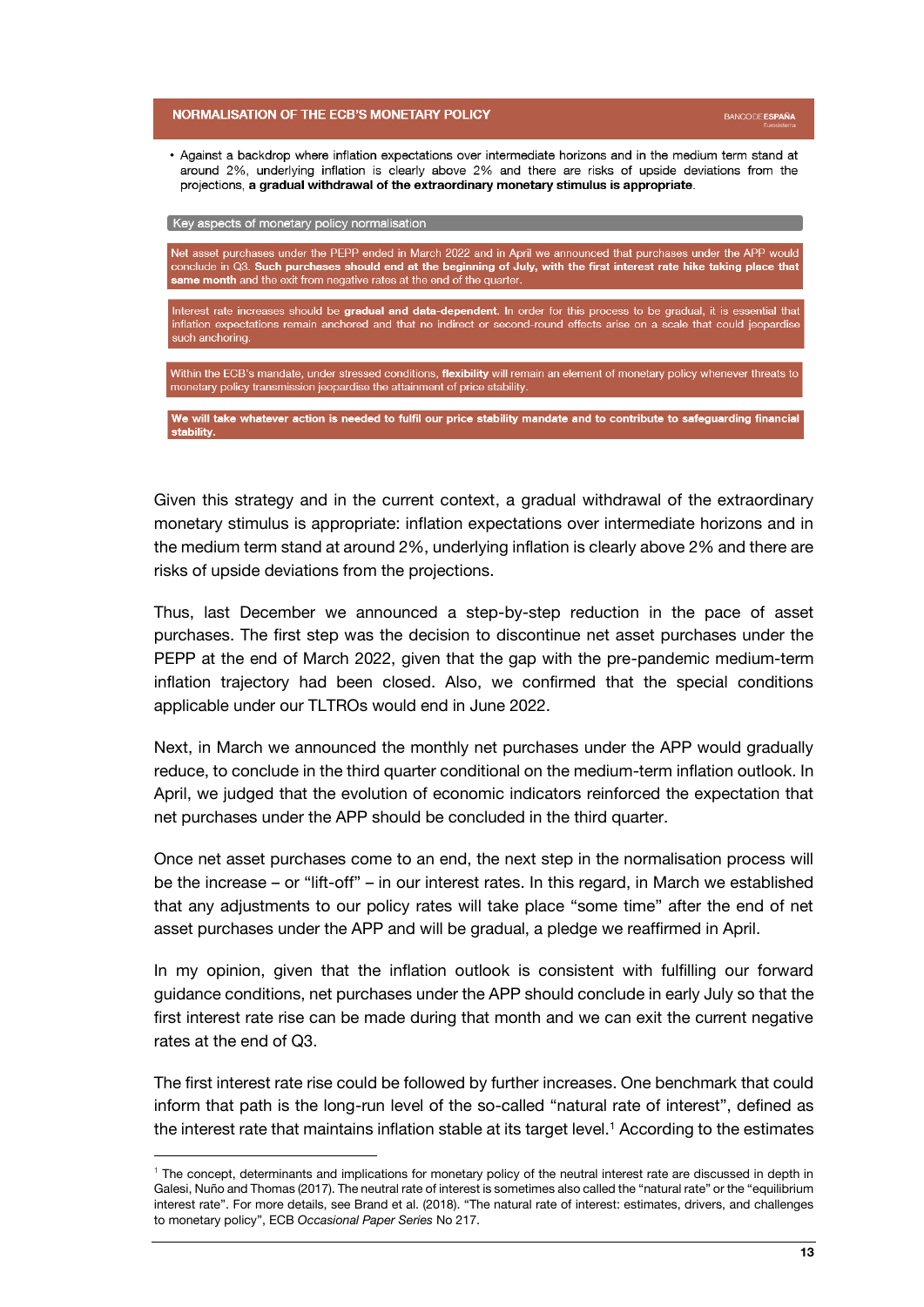## NORMALISATION OF THE ECB'S MONETARY POLICY

- Against a backdrop where inflation expectations over intermediate horizons and in the medium term stand at around 2%, underlying inflation is clearly above 2% and there are risks of upside deviations from the projections, **a gradual withdrawal of the extraordinary monetary stimulus is appropriate**.

### Key aspects of monetary policy normalisation

Net asset purchases under the PEPP ended in March 2022 and in April we announced that purchases under the APP would conclude in Q3. **Such purchases should end at the beginning of July, with the first interest rate hike taking place that same month** and the exit from negative rates at the end of the quarter.

Interest rate increases should be **gradual and data-dependent**. In order for this process to be gradual, it is essential that inflation expectations remain anchored and that no indirect or second-round effects arise on a scale that could jeopardise such anchoring.

Within the ECB's mandate, under stressed conditions, **flexibility** will remain an element of monetary policy whenever threats to monetary policy transmission jeopardise the attainment of price stability.

**We will take whatever action is needed to fulfil our price stability mandate and to contribute to safeguarding financial stability.**

Given this strategy and in the current context, a gradual withdrawal of the extraordinary monetary stimulus is appropriate: inflation expectations over intermediate horizons and in the medium term stand at around 2%, underlying inflation is clearly above 2% and there are risks of upside deviations from the projections.

Thus, last December we announced a step-by-step reduction in the pace of asset purchases. The first step was the decision to discontinue net asset purchases under the PEPP at the end of March 2022, given that the gap with the pre-pandemic medium-term inflation trajectory had been closed. Also, we confirmed that the special conditions applicable under our TLTROs would end in June 2022.

Next, in March we announced the monthly net purchases under the APP would gradually reduce, to conclude in the third quarter conditional on the medium-term inflation outlook. In April, we judged that the evolution of economic indicators reinforced the expectation that net purchases under the APP should be concluded in the third quarter.

Once net asset purchases come to an end, the next step in the normalisation process will be the increase – or "lift-off" – in our interest rates. In this regard, in March we established that any adjustments to our policy rates will take place "some time" after the end of net asset purchases under the APP and will be gradual, a pledge we reaffirmed in April.

In my opinion, given that the inflation outlook is consistent with fulfilling our forward guidance conditions, net purchases under the APP should conclude in early July so that the first interest rate rise can be made during that month and we can exit the current negative rates at the end of Q3.

The first interest rate rise could be followed by further increases. One benchmark that could inform that path is the long-run level of the so-called "natural rate of interest", defined as the interest rate that maintains inflation stable at its target level.[1] According to the estimates

[1] The concept, determinants and implications for monetary policy of the neutral interest rate are discussed in depth in Galesi, Nuño and Thomas (2017). The neutral rate of interest is sometimes also called the "natural rate" or the "equilibrium interest rate". For more details, see Brand et al. (2018). "The natural rate of interest: estimates, drivers, and challenges to monetary policy", ECB *Occasional Paper Series* No 217.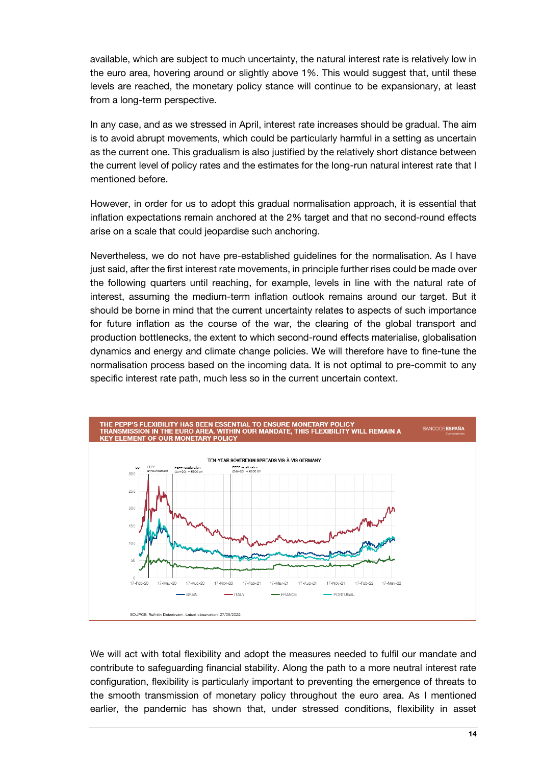available, which are subject to much uncertainty, the natural interest rate is relatively low in the euro area, hovering around or slightly above 1%. This would suggest that, until these levels are reached, the monetary policy stance will continue to be expansionary, at least from a long-term perspective.

In any case, and as we stressed in April, interest rate increases should be gradual. The aim is to avoid abrupt movements, which could be particularly harmful in a setting as uncertain as the current one. This gradualism is also justified by the relatively short distance between the current level of policy rates and the estimates for the long-run natural interest rate that I mentioned before.

However, in order for us to adopt this gradual normalisation approach, it is essential that inflation expectations remain anchored at the 2% target and that no second-round effects arise on a scale that could jeopardise such anchoring.

Nevertheless, we do not have pre-established guidelines for the normalisation. As I have just said, after the first interest rate movements, in principle further rises could be made over the following quarters until reaching, for example, levels in line with the natural rate of interest, assuming the medium-term inflation outlook remains around our target. But it should be borne in mind that the current uncertainty relates to aspects of such importance for future inflation as the course of the war, the clearing of the global transport and production bottlenecks, the extent to which second-round effects materialise, globalisation dynamics and energy and climate change policies. We will therefore have to fine-tune the normalisation process based on the incoming data. It is not optimal to pre-commit to any specific interest rate path, much less so in the current uncertain context.

**THE PEPP'S FLEXIBILITY HAS BEEN ESSENTIAL TO ENSURE MONETARY POLICY TRANSMISSION IN THE EURO AREA. WITHIN OUR MANDATE, THIS FLEXIBILITY WILL REMAIN A KEY ELEMENT OF OUR MONETARY POLICY**

TEN-YEAR SOVEREIGN SPREADS VIS-À-VIS GERMANY

SOURCE: Refinitiv Datastream. Latest observation: 27/05/2022.

We will act with total flexibility and adopt the measures needed to fulfil our mandate and contribute to safeguarding financial stability. Along the path to a more neutral interest rate configuration, flexibility is particularly important to preventing the emergence of threats to the smooth transmission of monetary policy throughout the euro area. As I mentioned earlier, the pandemic has shown that, under stressed conditions, flexibility in asset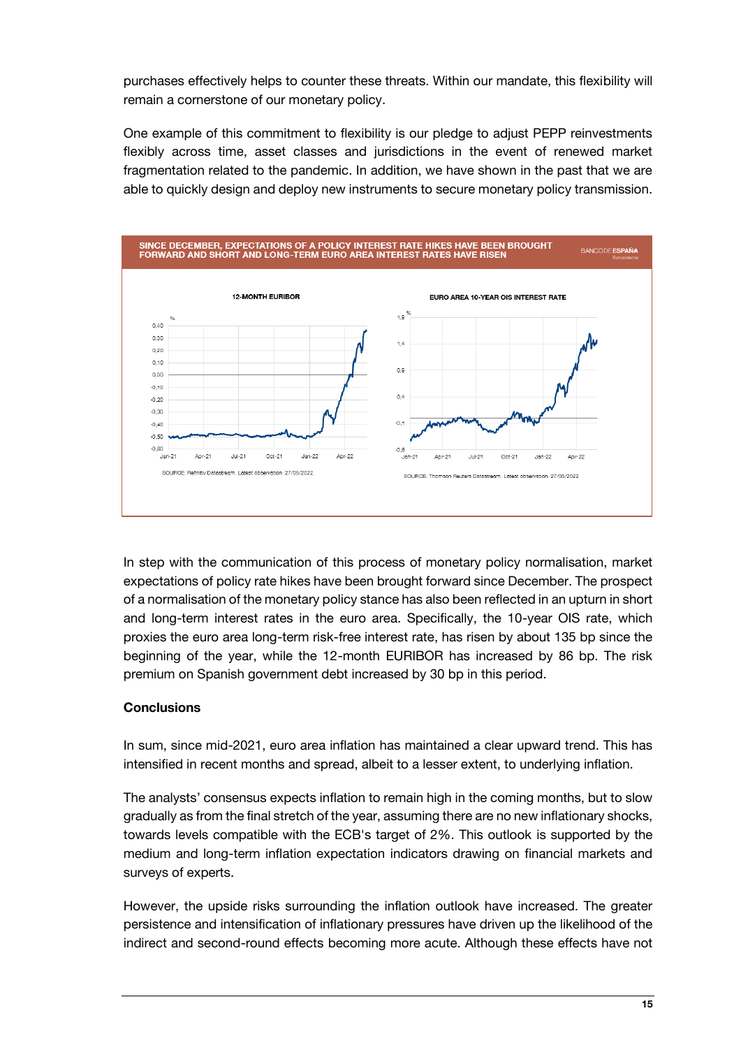purchases effectively helps to counter these threats. Within our mandate, this flexibility will remain a cornerstone of our monetary policy.

One example of this commitment to flexibility is our pledge to adjust PEPP reinvestments flexibly across time, asset classes and jurisdictions in the event of renewed market fragmentation related to the pandemic. In addition, we have shown in the past that we are able to quickly design and deploy new instruments to secure monetary policy transmission.

**SINCE DECEMBER, EXPECTATIONS OF A POLICY INTEREST RATE HIKES HAVE BEEN BROUGHT FORWARD AND SHORT AND LONG-TERM EURO AREA INTEREST RATES HAVE RISEN**

12-MONTH EURIBOR

SOURCE: Refinitiv Datastream. Latest observation: 27/05/2022.

EURO AREA 10-YEAR OIS INTEREST RATE

SOURCE: Thomson Reuters Datastream. Latest observation: 27/05/2022.

In step with the communication of this process of monetary policy normalisation, market expectations of policy rate hikes have been brought forward since December. The prospect of a normalisation of the monetary policy stance has also been reflected in an upturn in short and long-term interest rates in the euro area. Specifically, the 10-year OIS rate, which proxies the euro area long-term risk-free interest rate, has risen by about 135 bp since the beginning of the year, while the 12-month EURIBOR has increased by 86 bp. The risk premium on Spanish government debt increased by 30 bp in this period.

**Conclusions**

In sum, since mid-2021, euro area inflation has maintained a clear upward trend. This has intensified in recent months and spread, albeit to a lesser extent, to underlying inflation.

The analysts' consensus expects inflation to remain high in the coming months, but to slow gradually as from the final stretch of the year, assuming there are no new inflationary shocks, towards levels compatible with the ECB's target of 2%. This outlook is supported by the medium and long-term inflation expectation indicators drawing on financial markets and surveys of experts.

However, the upside risks surrounding the inflation outlook have increased. The greater persistence and intensification of inflationary pressures have driven up the likelihood of the indirect and second-round effects becoming more acute. Although these effects have not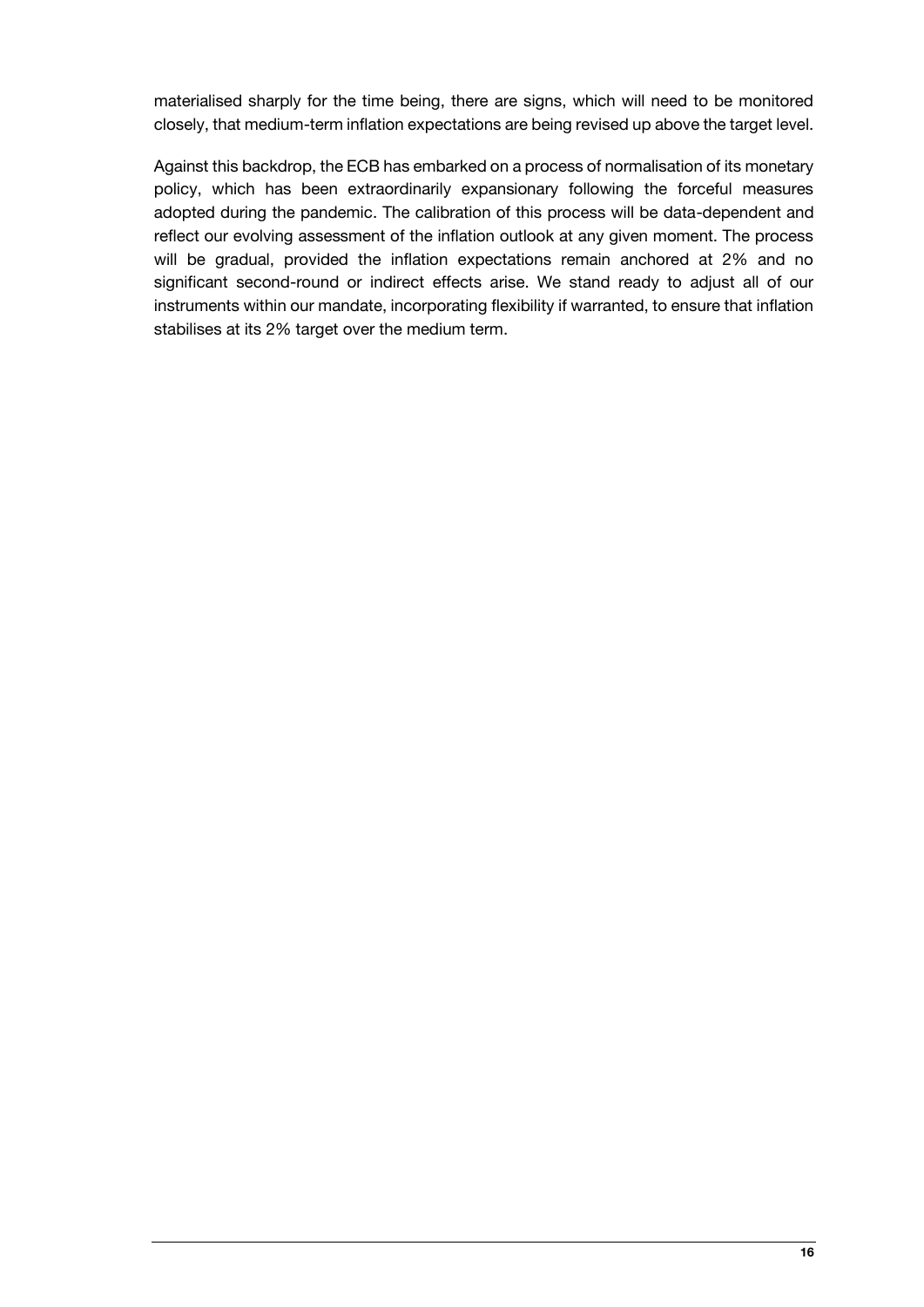materialised sharply for the time being, there are signs, which will need to be monitored closely, that medium-term inflation expectations are being revised up above the target level.

Against this backdrop, the ECB has embarked on a process of normalisation of its monetary policy, which has been extraordinarily expansionary following the forceful measures adopted during the pandemic. The calibration of this process will be data-dependent and reflect our evolving assessment of the inflation outlook at any given moment. The process will be gradual, provided the inflation expectations remain anchored at 2% and no significant second-round or indirect effects arise. We stand ready to adjust all of our instruments within our mandate, incorporating flexibility if warranted, to ensure that inflation stabilises at its 2% target over the medium term.